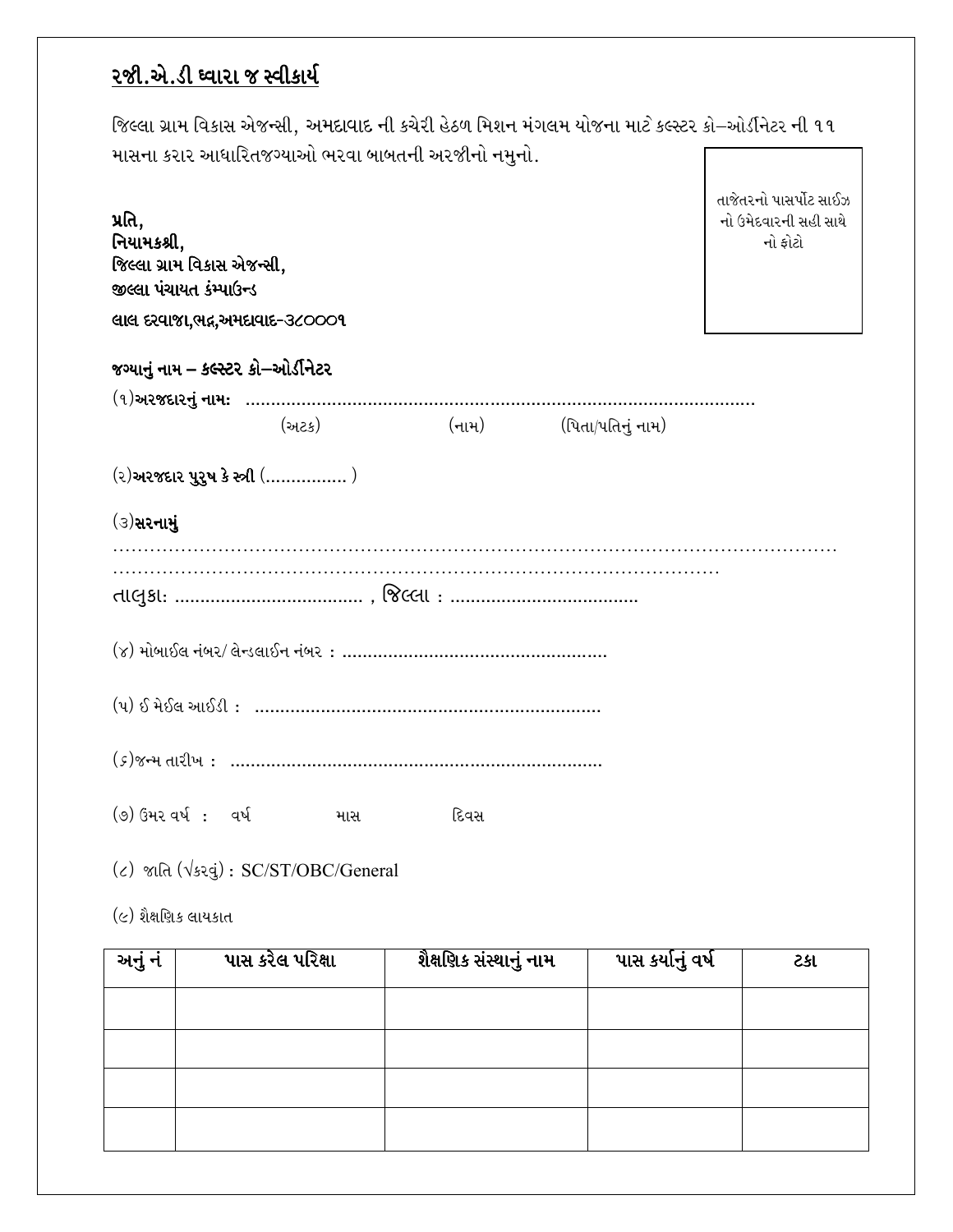## રજી.એ.ડી ધ્વારા જ સ્વીકાર્ય

જિલ્લા ગ્રામ વિકાસ એજન્સી, અમદાવાદ ની કચેરી હેઠળ મિશન મંગલમ યોજના માટે કલ્સ્ટર કો–ઓર્ડીનેટર ની ૧૧ માસના કરાર આધારિતજગ્યાઓ ભરવા બાબતની અરજીનો નમુનો.

તાજેતરનો પાસપોર્ટ સાઈઝ નો ઉમેદવારની સહી સાથે નો ફોટો

**પ્રતિ,**
**નિયામકશ્રી,**
**જિલ્લા ગ્રામ વિકાસ એજન્સી,**
**જીલ્લા પંચાયત કંમ્પાઉન્ડ**
**લાલ દરવાજા,ભદ્ર,અમદાવાદ-૩૮૦૦૦૧**

**જગ્યાનું નામ – કલ્સ્ટર કો–ઓર્ડીનેટર**

(૧)**અરજદારનું નામ:** ....................................................................................................

(અટક) (નામ) (પિતા/પતિનું નામ)

(૨)**અરજદાર પુરુષ કે સ્ત્રી** (................ )

(૩)**સરનામું**

…………………………………………………………………………………………………………
………………………………………………………………………………………

તાલુકા: .................................... , જિલ્લા : ....................................

(૪) મોબાઈલ નંબર/ લેન્ડલાઈન નંબર : ...................................................

(૫) ઈ મેઈલ આઈડી : ...................................................................

(૬)જન્મ તારીખ : ........................................................................

(૭) ઉંમર વર્ષ : વર્ષ માસ દિવસ

(૮) જાતિ (√કરવું) : SC/ST/OBC/General

(૯) શૈક્ષણિક લાયકાત

| અનું નં | પાસ કરેલ પરિક્ષા | શૈક્ષણિક સંસ્થાનું નામ | પાસ કર્યાનું વર્ષ | ટકા |
|---|---|---|---|---|
| | | | | |
| | | | | |
| | | | | |
| | | | | |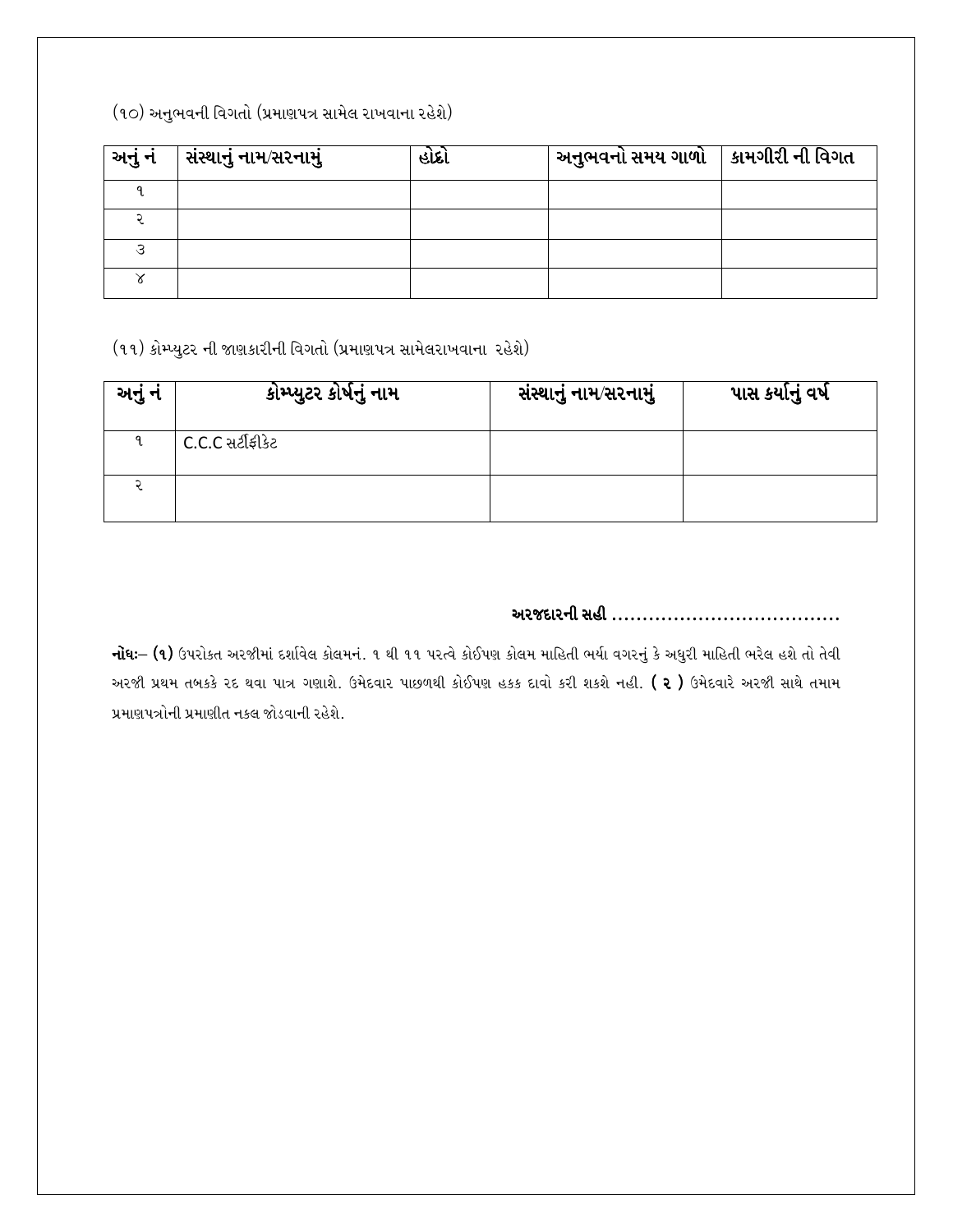(૧૦) અનુભવની વિગતો (પ્રમાણપત્ર સામેલ રાખવાના રહેશે)

| અનું નં | સંસ્થાનું નામ/સરનામું | હોદ્દો | અનુભવનો સમય ગાળો | કામગીરી ની વિગત |
|---|---|---|---|---|
| ૧ | | | | |
| ૨ | | | | |
| ૩ | | | | |
| ૪ | | | | |

(૧૧) કોમ્પ્યુટર ની જાણકારીની વિગતો (પ્રમાણપત્ર સામેલરાખવાના રહેશે)

| અનું નં | કોમ્પ્યુટર કોર્ષનું નામ | સંસ્થાનું નામ/સરનામું | પાસ કર્યાનું વર્ષ |
|---|---|---|---|
| ૧ | C.C.C સર્ટીફીકેટ | | |
| ૨ | | | |

**અરજદારની સહી ....................................**

**નોંધઃ– (૧)** ઉપરોક્ત અરજીમાં દર્શાવેલ કોલમનં. ૧ થી ૧૧ પરત્વે કોઈપણ કોલમ માહિતી ભર્યા વગરનું કે અધુરી માહિતી ભરેલ હશે તો તેવી અરજી પ્રથમ તબક્કે રદ થવા પાત્ર ગણાશે. ઉમેદવાર પાછળથી કોઈપણ હકક દાવો કરી શકશે નહી. **( ૨ )** ઉમેદવારે અરજી સાથે તમામ પ્રમાણપત્રોની પ્રમાણીત નકલ જોડવાની રહેશે.